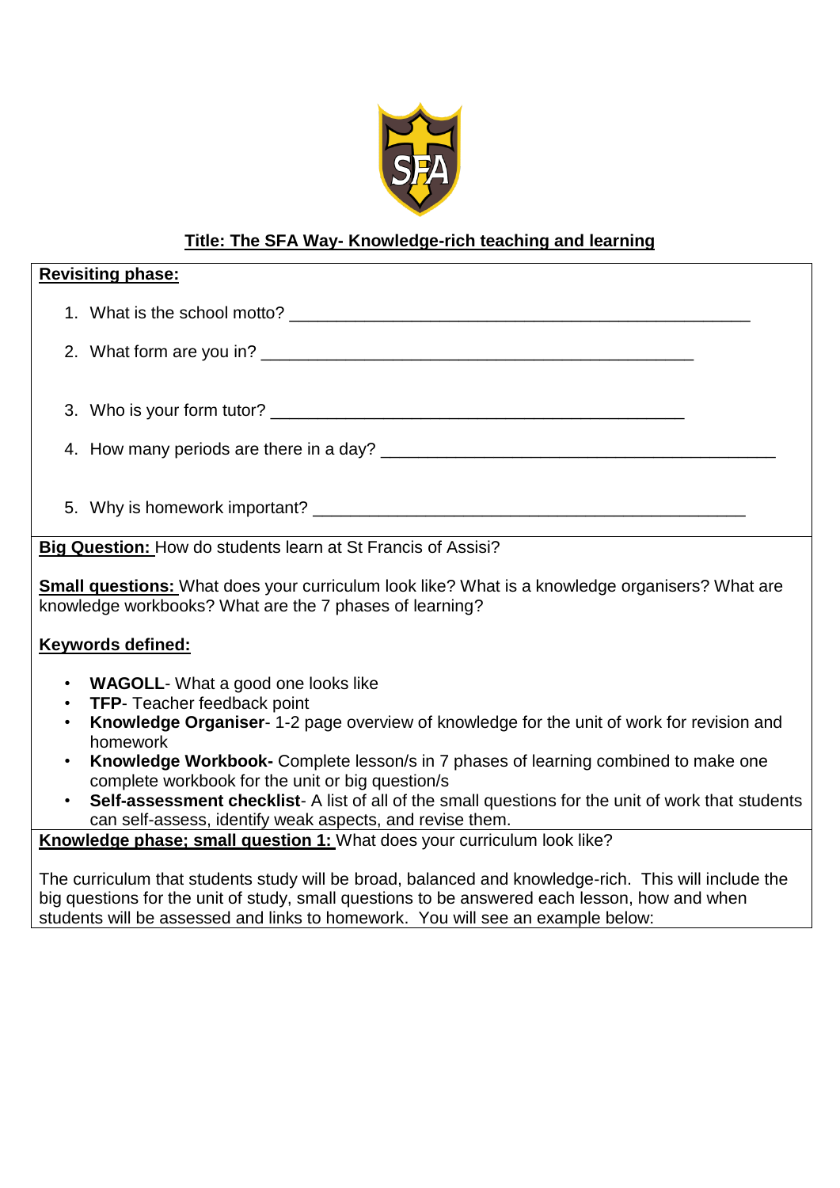# Title: The SFA Way- Knowledge-rich teaching and learning

**Revisiting phase:**

1. What is the school motto? ___________________________________________________
2. What form are you in? _______________________________________________
3. Who is your form tutor? ____________________________________________
4. How many periods are there in a day? ___________________________________________
5. Why is homework important? _______________________________________________

**Big Question:** How do students learn at St Francis of Assisi?

**Small questions:** What does your curriculum look like? What is a knowledge organisers? What are knowledge workbooks? What are the 7 phases of learning?

**Keywords defined:**

- **WAGOLL**- What a good one looks like
- **TFP**- Teacher feedback point
- **Knowledge Organiser**- 1-2 page overview of knowledge for the unit of work for revision and homework
- **Knowledge Workbook-** Complete lesson/s in 7 phases of learning combined to make one complete workbook for the unit or big question/s
- **Self-assessment checklist**- A list of all of the small questions for the unit of work that students can self-assess, identify weak aspects, and revise them.

**Knowledge phase; small question 1:** What does your curriculum look like?

The curriculum that students study will be broad, balanced and knowledge-rich. This will include the big questions for the unit of study, small questions to be answered each lesson, how and when students will be assessed and links to homework. You will see an example below: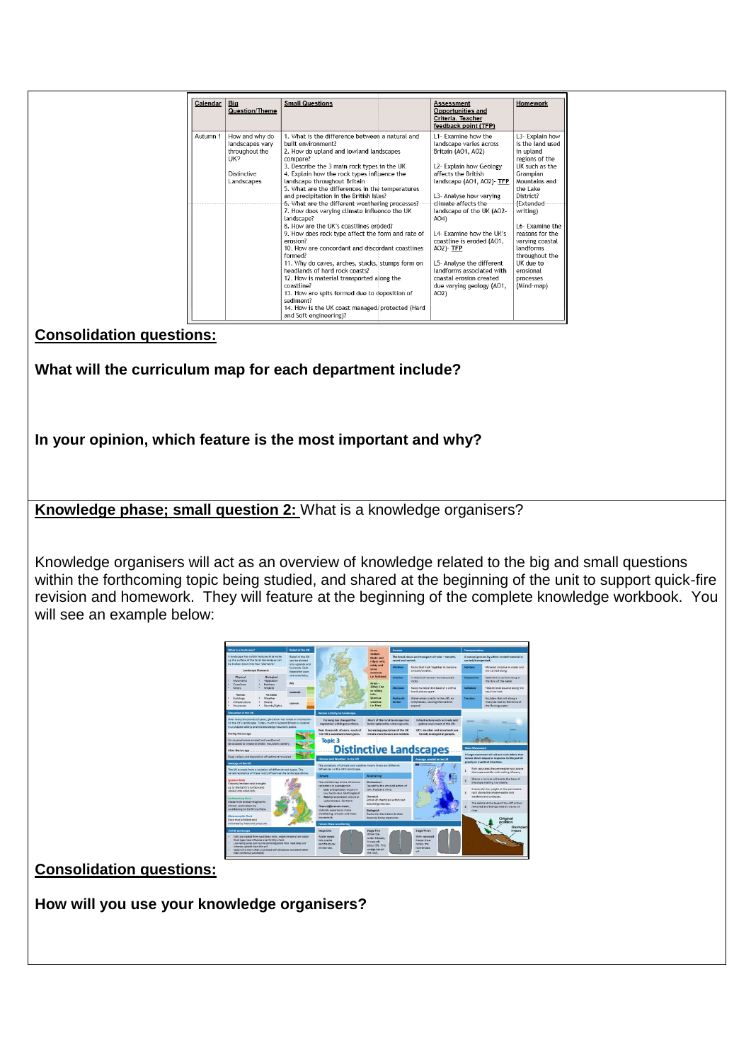| Calendar | Big Question/Theme | Small Questions | Assessment Opportunities and Criteria. Teacher feedback point (TFP) | Homework |
|---|---|---|---|---|
| Autumn 1 | How and why do landscapes vary throughout the UK?<br><br>Distinctive Landscapes | 1. What is the difference between a natural and built environment?<br>2. How do upland and lowland landscapes compare?<br>3. Describe the 3 main rock types in the UK<br>4. Explain how the rock types influence the landscape throughout Britain<br>5. What are the differences in the temperatures and precipitation in the British Isles?<br>6. What are the different weathering processes?<br>7. How does varying climate influence the UK landscape?<br>8. How are the UK's coastlines eroded?<br>9. How does rock type affect the form and rate of erosion?<br>10. How are concordant and discordant coastlines formed?<br>11. Why do caves, arches, stacks, stumps form on headlands of hard rock coasts?<br>12. How is material transported along the coastline?<br>13. How are spits formed due to deposition of sediment?<br>14. How is the UK coast managed/protected (Hard and Soft engineering)? | L1- Examine how the landscape varies across Britain (AO1, AO2)<br><br>L2- Explain how Geology affects the British landscape (AO1, AO2)- TFP<br><br>L3- Analyse how varying climate affects the landscape of the UK (AO2-AO4)<br><br>L4- Examine how the UK's coastline is eroded (AO1, AO2)- TFP<br><br>L5- Analyse the different landforms associated with coastal erosion created due varying geology (AO1, AO2) | L3- Explain how is the land used in upland regions of the UK such as the Grampian Mountains and the Lake District? (Extended writing)<br><br>L6- Examine the reasons for the varying coastal landforms throughout the UK due to erosional processes (Mind-map) |

**Consolidation questions:**

**What will the curriculum map for each department include?**

**In your opinion, which feature is the most important and why?**

**Knowledge phase; small question 2:** What is a knowledge organisers?

Knowledge organisers will act as an overview of knowledge related to the big and small questions within the forthcoming topic being studied, and shared at the beginning of the unit to support quick-fire revision and homework. They will feature at the beginning of the complete knowledge workbook. You will see an example below:

**Consolidation questions:**

**How will you use your knowledge organisers?**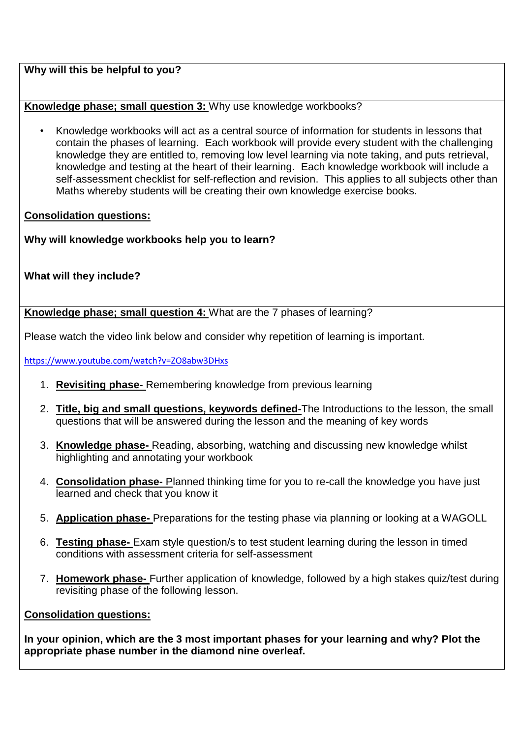**Why will this be helpful to you?**

**Knowledge phase; small question 3:** Why use knowledge workbooks?

- Knowledge workbooks will act as a central source of information for students in lessons that contain the phases of learning. Each workbook will provide every student with the challenging knowledge they are entitled to, removing low level learning via note taking, and puts retrieval, knowledge and testing at the heart of their learning. Each knowledge workbook will include a self-assessment checklist for self-reflection and revision. This applies to all subjects other than Maths whereby students will be creating their own knowledge exercise books.

**Consolidation questions:**

**Why will knowledge workbooks help you to learn?**

**What will they include?**

**Knowledge phase; small question 4:** What are the 7 phases of learning?

Please watch the video link below and consider why repetition of learning is important.

https://www.youtube.com/watch?v=ZO8abw3DHxs

1. **Revisiting phase-** Remembering knowledge from previous learning
2. **Title, big and small questions, keywords defined-** The Introductions to the lesson, the small questions that will be answered during the lesson and the meaning of key words
3. **Knowledge phase-** Reading, absorbing, watching and discussing new knowledge whilst highlighting and annotating your workbook
4. **Consolidation phase-** Planned thinking time for you to re-call the knowledge you have just learned and check that you know it
5. **Application phase-** Preparations for the testing phase via planning or looking at a WAGOLL
6. **Testing phase-** Exam style question/s to test student learning during the lesson in timed conditions with assessment criteria for self-assessment
7. **Homework phase-** Further application of knowledge, followed by a high stakes quiz/test during revisiting phase of the following lesson.

**Consolidation questions:**

**In your opinion, which are the 3 most important phases for your learning and why? Plot the appropriate phase number in the diamond nine overleaf.**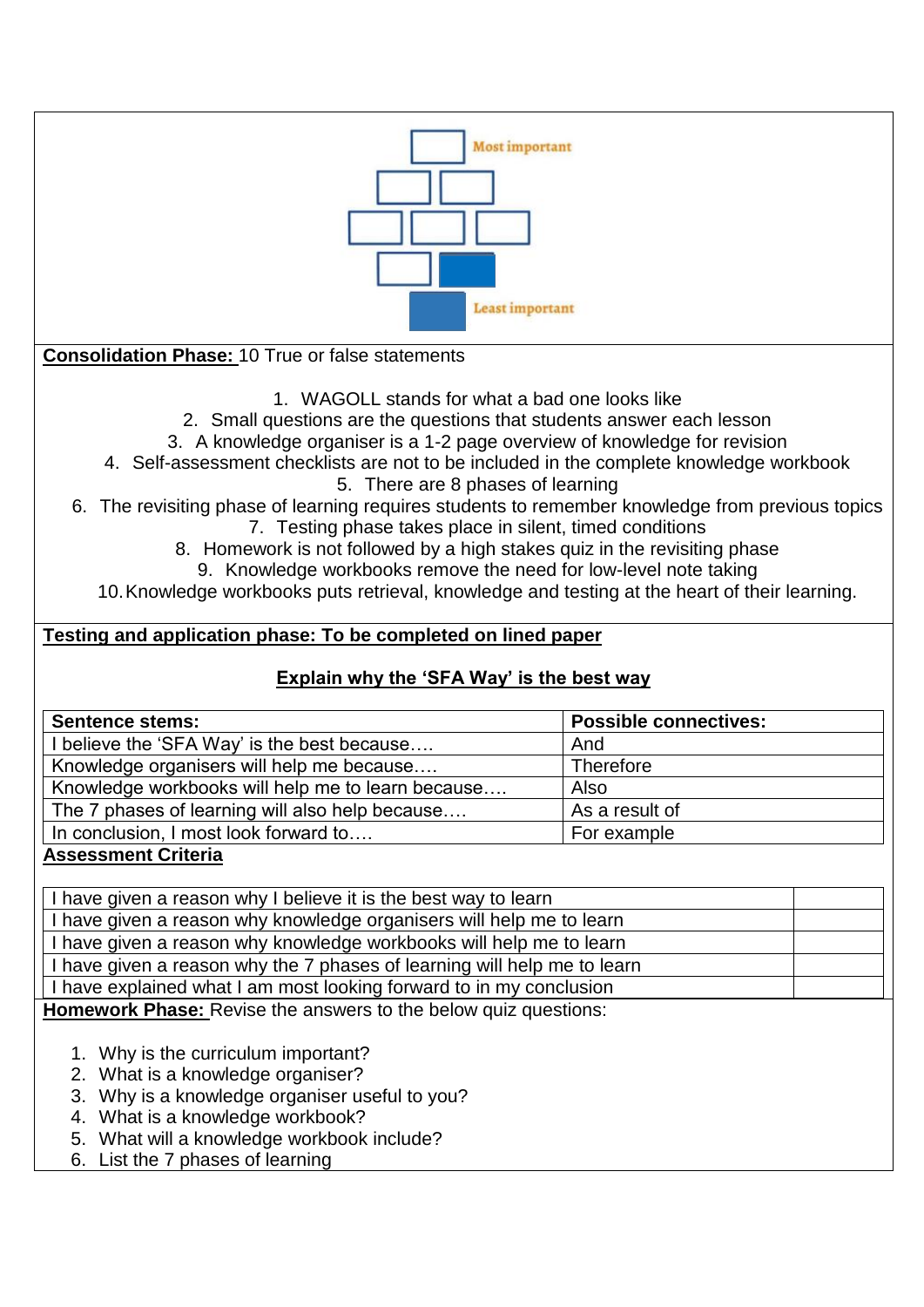Most important

Least important

**Consolidation Phase:** 10 True or false statements

1. WAGOLL stands for what a bad one looks like
2. Small questions are the questions that students answer each lesson
3. A knowledge organiser is a 1-2 page overview of knowledge for revision
4. Self-assessment checklists are not to be included in the complete knowledge workbook
5. There are 8 phases of learning
6. The revisiting phase of learning requires students to remember knowledge from previous topics
7. Testing phase takes place in silent, timed conditions
8. Homework is not followed by a high stakes quiz in the revisiting phase
9. Knowledge workbooks remove the need for low-level note taking
10. Knowledge workbooks puts retrieval, knowledge and testing at the heart of their learning.

**Testing and application phase: To be completed on lined paper**

**Explain why the 'SFA Way' is the best way**

| **Sentence stems:** | **Possible connectives:** |
|---|---|
| I believe the 'SFA Way' is the best because…. | And |
| Knowledge organisers will help me because…. | Therefore |
| Knowledge workbooks will help me to learn because…. | Also |
| The 7 phases of learning will also help because…. | As a result of |
| In conclusion, I most look forward to…. | For example |

**Assessment Criteria**

| | |
|---|---|
| I have given a reason why I believe it is the best way to learn | |
| I have given a reason why knowledge organisers will help me to learn | |
| I have given a reason why knowledge workbooks will help me to learn | |
| I have given a reason why the 7 phases of learning will help me to learn | |
| I have explained what I am most looking forward to in my conclusion | |

**Homework Phase:** Revise the answers to the below quiz questions:

1. Why is the curriculum important?
2. What is a knowledge organiser?
3. Why is a knowledge organiser useful to you?
4. What is a knowledge workbook?
5. What will a knowledge workbook include?
6. List the 7 phases of learning